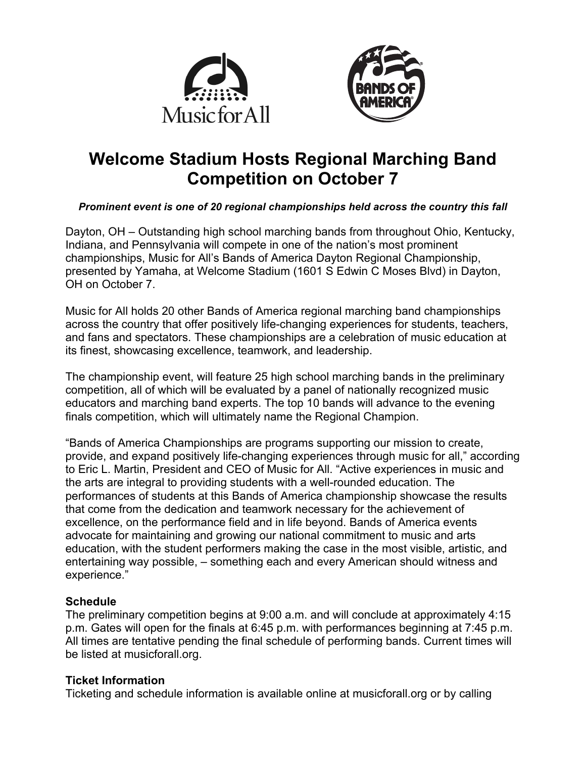# Welcome Stadium Hosts Regional Marching Band Competition on October 7

***Prominent event is one of 20 regional championships held across the country this fall***

Dayton, OH – Outstanding high school marching bands from throughout Ohio, Kentucky, Indiana, and Pennsylvania will compete in one of the nation's most prominent championships, Music for All's Bands of America Dayton Regional Championship, presented by Yamaha, at Welcome Stadium (1601 S Edwin C Moses Blvd) in Dayton, OH on October 7.

Music for All holds 20 other Bands of America regional marching band championships across the country that offer positively life-changing experiences for students, teachers, and fans and spectators. These championships are a celebration of music education at its finest, showcasing excellence, teamwork, and leadership.

The championship event, will feature 25 high school marching bands in the preliminary competition, all of which will be evaluated by a panel of nationally recognized music educators and marching band experts. The top 10 bands will advance to the evening finals competition, which will ultimately name the Regional Champion.

"Bands of America Championships are programs supporting our mission to create, provide, and expand positively life-changing experiences through music for all," according to Eric L. Martin, President and CEO of Music for All. "Active experiences in music and the arts are integral to providing students with a well-rounded education. The performances of students at this Bands of America championship showcase the results that come from the dedication and teamwork necessary for the achievement of excellence, on the performance field and in life beyond. Bands of America events advocate for maintaining and growing our national commitment to music and arts education, with the student performers making the case in the most visible, artistic, and entertaining way possible, – something each and every American should witness and experience."

**Schedule**

The preliminary competition begins at 9:00 a.m. and will conclude at approximately 4:15 p.m. Gates will open for the finals at 6:45 p.m. with performances beginning at 7:45 p.m. All times are tentative pending the final schedule of performing bands. Current times will be listed at musicforall.org.

**Ticket Information**

Ticketing and schedule information is available online at musicforall.org or by calling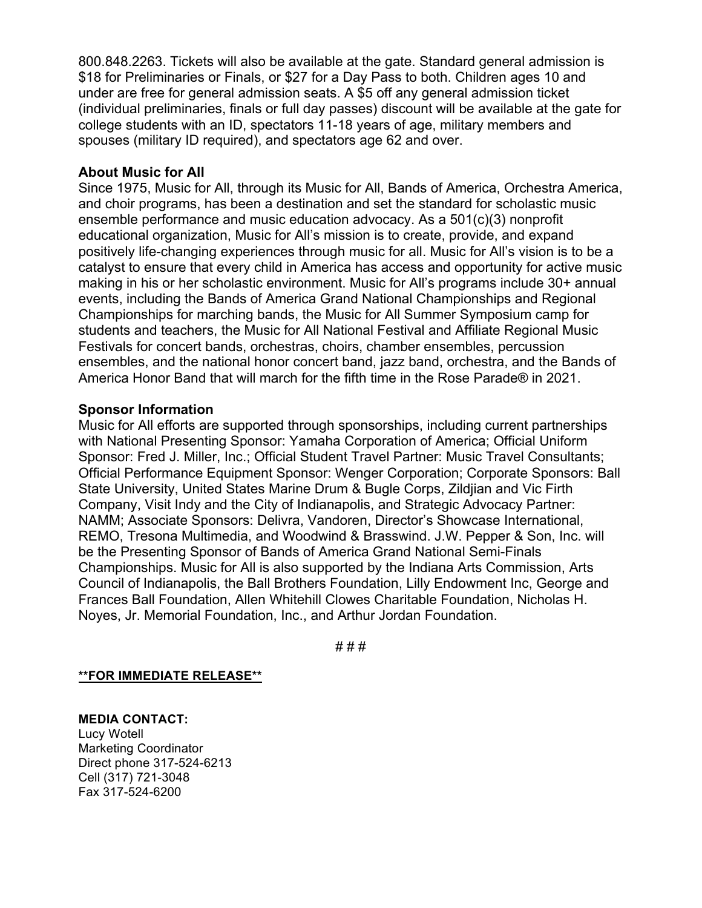800.848.2263. Tickets will also be available at the gate. Standard general admission is $18 for Preliminaries or Finals, or $27 for a Day Pass to both. Children ages 10 and under are free for general admission seats. A $5 off any general admission ticket (individual preliminaries, finals or full day passes) discount will be available at the gate for college students with an ID, spectators 11-18 years of age, military members and spouses (military ID required), and spectators age 62 and over.

**About Music for All**

Since 1975, Music for All, through its Music for All, Bands of America, Orchestra America, and choir programs, has been a destination and set the standard for scholastic music ensemble performance and music education advocacy. As a 501(c)(3) nonprofit educational organization, Music for All's mission is to create, provide, and expand positively life-changing experiences through music for all. Music for All's vision is to be a catalyst to ensure that every child in America has access and opportunity for active music making in his or her scholastic environment. Music for All's programs include 30+ annual events, including the Bands of America Grand National Championships and Regional Championships for marching bands, the Music for All Summer Symposium camp for students and teachers, the Music for All National Festival and Affiliate Regional Music Festivals for concert bands, orchestras, choirs, chamber ensembles, percussion ensembles, and the national honor concert band, jazz band, orchestra, and the Bands of America Honor Band that will march for the fifth time in the Rose Parade® in 2021.

**Sponsor Information**

Music for All efforts are supported through sponsorships, including current partnerships with National Presenting Sponsor: Yamaha Corporation of America; Official Uniform Sponsor: Fred J. Miller, Inc.; Official Student Travel Partner: Music Travel Consultants; Official Performance Equipment Sponsor: Wenger Corporation; Corporate Sponsors: Ball State University, United States Marine Drum & Bugle Corps, Zildjian and Vic Firth Company, Visit Indy and the City of Indianapolis, and Strategic Advocacy Partner: NAMM; Associate Sponsors: Delivra, Vandoren, Director's Showcase International, REMO, Tresona Multimedia, and Woodwind & Brasswind. J.W. Pepper & Son, Inc. will be the Presenting Sponsor of Bands of America Grand National Semi-Finals Championships. Music for All is also supported by the Indiana Arts Commission, Arts Council of Indianapolis, the Ball Brothers Foundation, Lilly Endowment Inc, George and Frances Ball Foundation, Allen Whitehill Clowes Charitable Foundation, Nicholas H. Noyes, Jr. Memorial Foundation, Inc., and Arthur Jordan Foundation.

# # #

**\*\*FOR IMMEDIATE RELEASE\*\***

**MEDIA CONTACT:**
Lucy Wotell
Marketing Coordinator
Direct phone 317-524-6213
Cell (317) 721-3048
Fax 317-524-6200